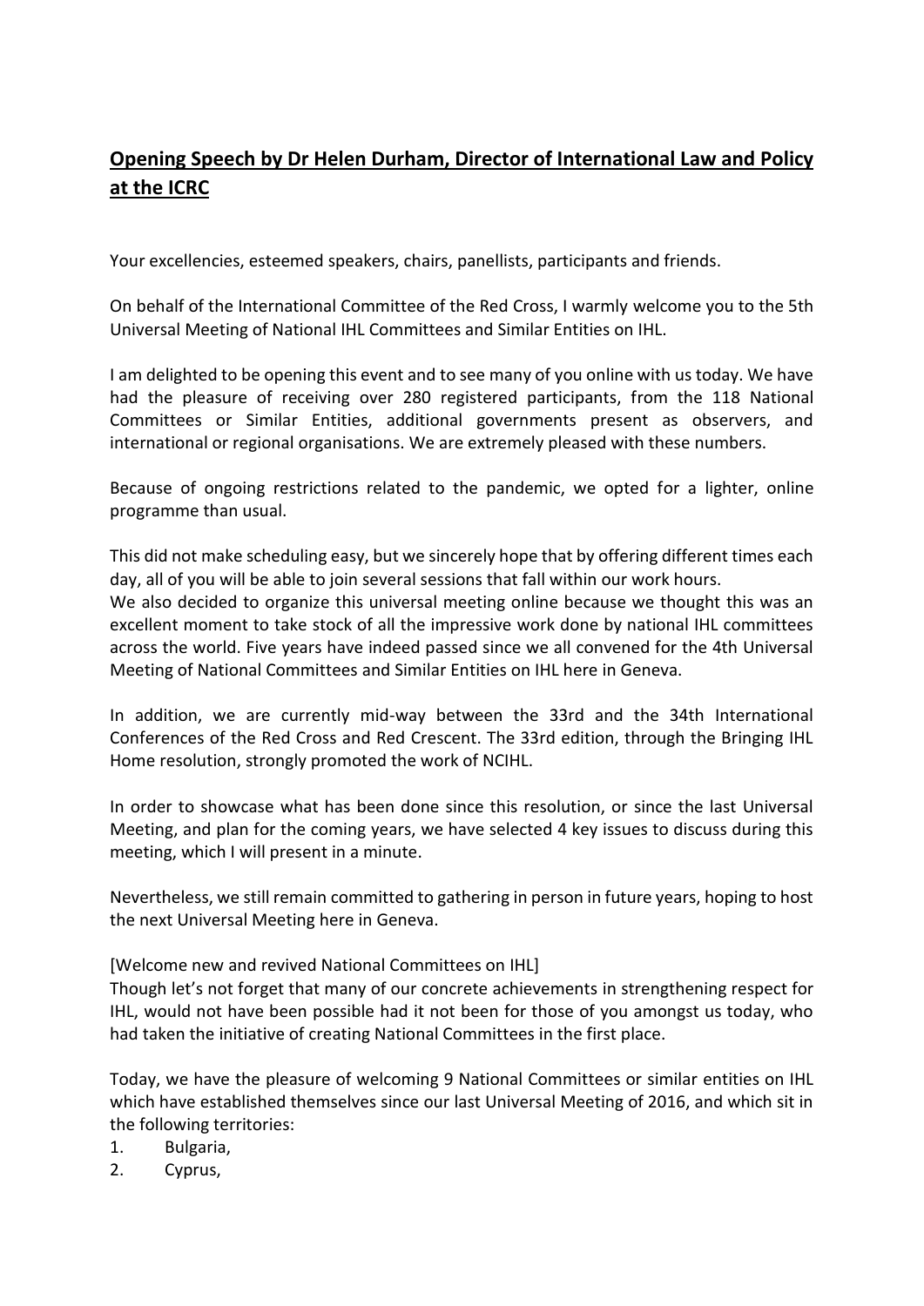# **Opening Speech by Dr Helen Durham, Director of International Law and Policy at the ICRC**

Your excellencies, esteemed speakers, chairs, panellists, participants and friends.

On behalf of the International Committee of the Red Cross, I warmly welcome you to the 5th Universal Meeting of National IHL Committees and Similar Entities on IHL.

I am delighted to be opening this event and to see many of you online with us today. We have had the pleasure of receiving over 280 registered participants, from the 118 National Committees or Similar Entities, additional governments present as observers, and international or regional organisations. We are extremely pleased with these numbers.

Because of ongoing restrictions related to the pandemic, we opted for a lighter, online programme than usual.

This did not make scheduling easy, but we sincerely hope that by offering different times each day, all of you will be able to join several sessions that fall within our work hours.
We also decided to organize this universal meeting online because we thought this was an excellent moment to take stock of all the impressive work done by national IHL committees across the world. Five years have indeed passed since we all convened for the 4th Universal Meeting of National Committees and Similar Entities on IHL here in Geneva.

In addition, we are currently mid-way between the 33rd and the 34th International Conferences of the Red Cross and Red Crescent. The 33rd edition, through the Bringing IHL Home resolution, strongly promoted the work of NCIHL.

In order to showcase what has been done since this resolution, or since the last Universal Meeting, and plan for the coming years, we have selected 4 key issues to discuss during this meeting, which I will present in a minute.

Nevertheless, we still remain committed to gathering in person in future years, hoping to host the next Universal Meeting here in Geneva.

[Welcome new and revived National Committees on IHL]
Though let's not forget that many of our concrete achievements in strengthening respect for IHL, would not have been possible had it not been for those of you amongst us today, who had taken the initiative of creating National Committees in the first place.

Today, we have the pleasure of welcoming 9 National Committees or similar entities on IHL which have established themselves since our last Universal Meeting of 2016, and which sit in the following territories:

1. Bulgaria,
2. Cyprus,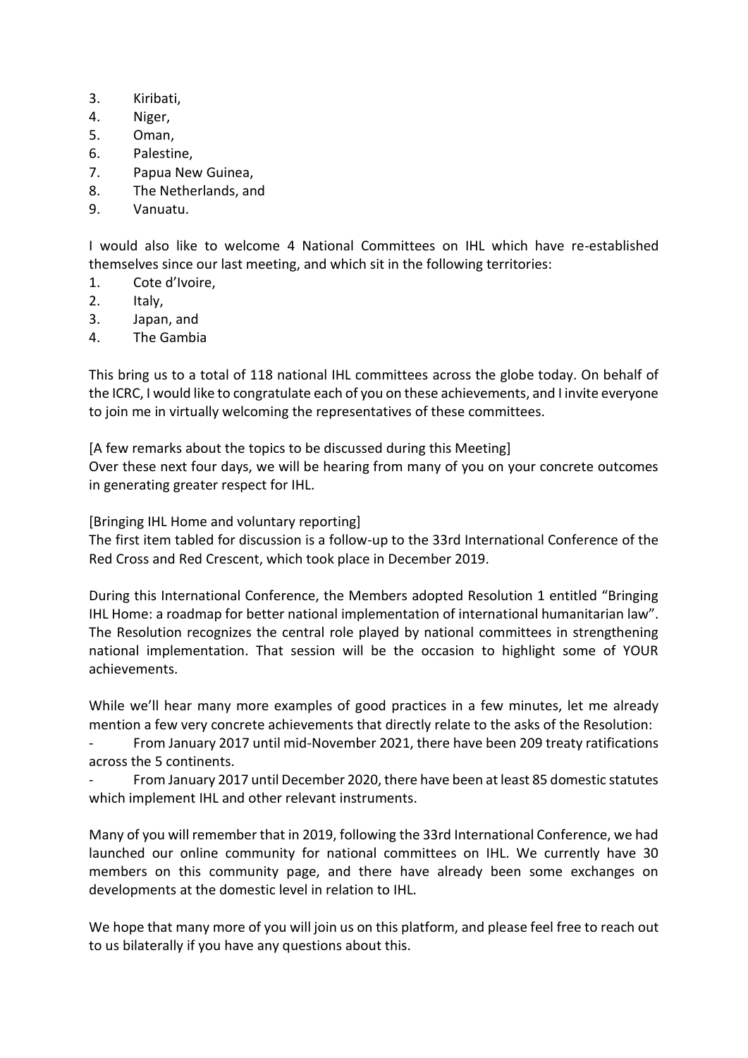3. Kiribati,
4. Niger,
5. Oman,
6. Palestine,
7. Papua New Guinea,
8. The Netherlands, and
9. Vanuatu.

I would also like to welcome 4 National Committees on IHL which have re-established themselves since our last meeting, and which sit in the following territories:

1. Cote d'Ivoire,
2. Italy,
3. Japan, and
4. The Gambia

This bring us to a total of 118 national IHL committees across the globe today. On behalf of the ICRC, I would like to congratulate each of you on these achievements, and I invite everyone to join me in virtually welcoming the representatives of these committees.

[A few remarks about the topics to be discussed during this Meeting]

Over these next four days, we will be hearing from many of you on your concrete outcomes in generating greater respect for IHL.

[Bringing IHL Home and voluntary reporting]

The first item tabled for discussion is a follow-up to the 33rd International Conference of the Red Cross and Red Crescent, which took place in December 2019.

During this International Conference, the Members adopted Resolution 1 entitled "Bringing IHL Home: a roadmap for better national implementation of international humanitarian law". The Resolution recognizes the central role played by national committees in strengthening national implementation. That session will be the occasion to highlight some of YOUR achievements.

While we'll hear many more examples of good practices in a few minutes, let me already mention a few very concrete achievements that directly relate to the asks of the Resolution:

- From January 2017 until mid-November 2021, there have been 209 treaty ratifications across the 5 continents.
- From January 2017 until December 2020, there have been at least 85 domestic statutes which implement IHL and other relevant instruments.

Many of you will remember that in 2019, following the 33rd International Conference, we had launched our online community for national committees on IHL. We currently have 30 members on this community page, and there have already been some exchanges on developments at the domestic level in relation to IHL.

We hope that many more of you will join us on this platform, and please feel free to reach out to us bilaterally if you have any questions about this.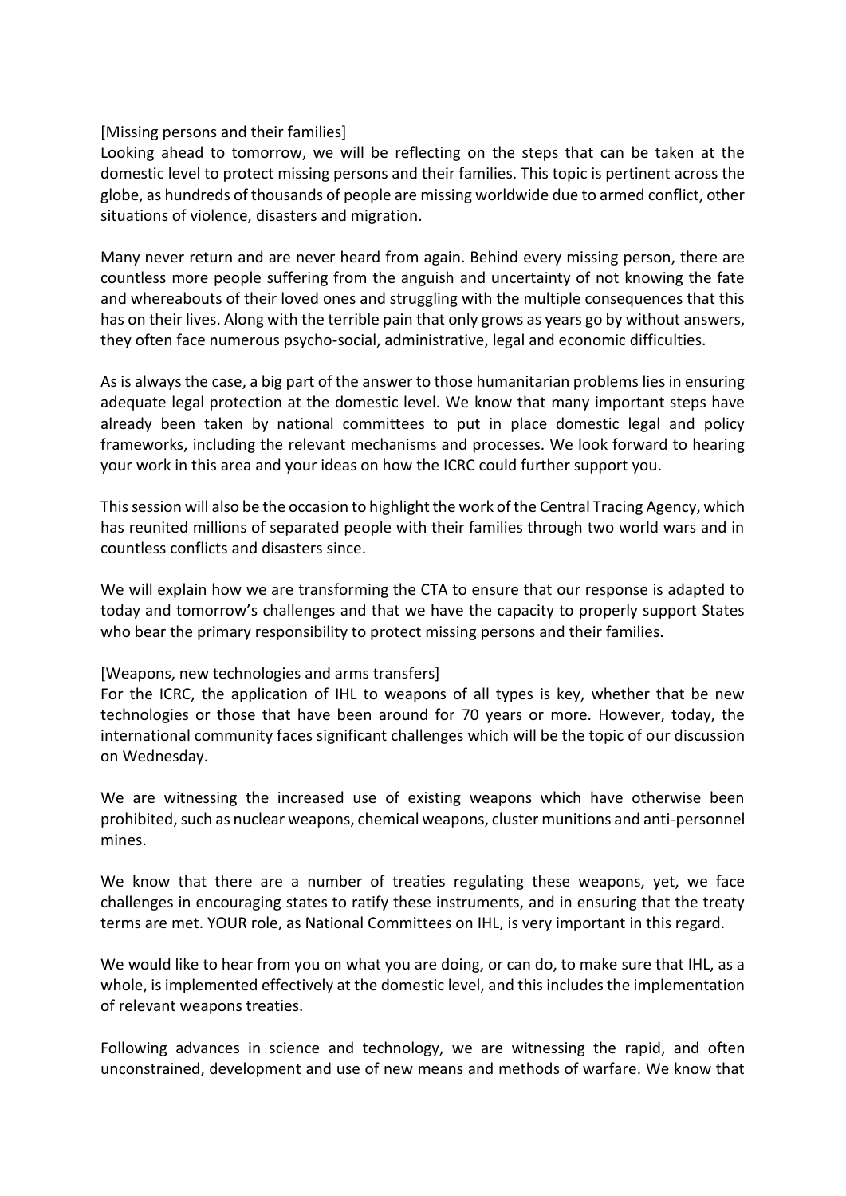[Missing persons and their families]
Looking ahead to tomorrow, we will be reflecting on the steps that can be taken at the domestic level to protect missing persons and their families. This topic is pertinent across the globe, as hundreds of thousands of people are missing worldwide due to armed conflict, other situations of violence, disasters and migration.

Many never return and are never heard from again. Behind every missing person, there are countless more people suffering from the anguish and uncertainty of not knowing the fate and whereabouts of their loved ones and struggling with the multiple consequences that this has on their lives. Along with the terrible pain that only grows as years go by without answers, they often face numerous psycho-social, administrative, legal and economic difficulties.

As is always the case, a big part of the answer to those humanitarian problems lies in ensuring adequate legal protection at the domestic level. We know that many important steps have already been taken by national committees to put in place domestic legal and policy frameworks, including the relevant mechanisms and processes. We look forward to hearing your work in this area and your ideas on how the ICRC could further support you.

This session will also be the occasion to highlight the work of the Central Tracing Agency, which has reunited millions of separated people with their families through two world wars and in countless conflicts and disasters since.

We will explain how we are transforming the CTA to ensure that our response is adapted to today and tomorrow's challenges and that we have the capacity to properly support States who bear the primary responsibility to protect missing persons and their families.

[Weapons, new technologies and arms transfers]
For the ICRC, the application of IHL to weapons of all types is key, whether that be new technologies or those that have been around for 70 years or more. However, today, the international community faces significant challenges which will be the topic of our discussion on Wednesday.

We are witnessing the increased use of existing weapons which have otherwise been prohibited, such as nuclear weapons, chemical weapons, cluster munitions and anti-personnel mines.

We know that there are a number of treaties regulating these weapons, yet, we face challenges in encouraging states to ratify these instruments, and in ensuring that the treaty terms are met. YOUR role, as National Committees on IHL, is very important in this regard.

We would like to hear from you on what you are doing, or can do, to make sure that IHL, as a whole, is implemented effectively at the domestic level, and this includes the implementation of relevant weapons treaties.

Following advances in science and technology, we are witnessing the rapid, and often unconstrained, development and use of new means and methods of warfare. We know that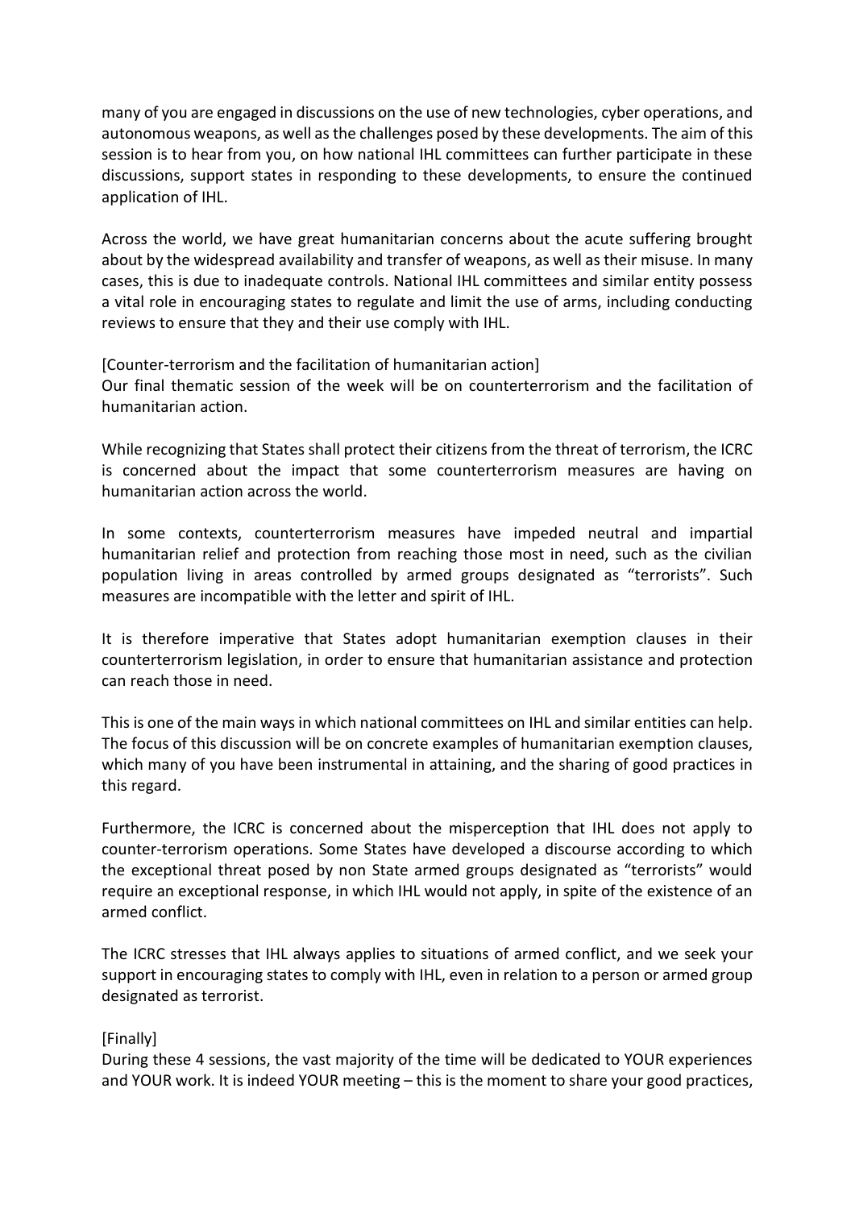many of you are engaged in discussions on the use of new technologies, cyber operations, and autonomous weapons, as well as the challenges posed by these developments. The aim of this session is to hear from you, on how national IHL committees can further participate in these discussions, support states in responding to these developments, to ensure the continued application of IHL.

Across the world, we have great humanitarian concerns about the acute suffering brought about by the widespread availability and transfer of weapons, as well as their misuse. In many cases, this is due to inadequate controls. National IHL committees and similar entity possess a vital role in encouraging states to regulate and limit the use of arms, including conducting reviews to ensure that they and their use comply with IHL.

[Counter-terrorism and the facilitation of humanitarian action]
Our final thematic session of the week will be on counterterrorism and the facilitation of humanitarian action.

While recognizing that States shall protect their citizens from the threat of terrorism, the ICRC is concerned about the impact that some counterterrorism measures are having on humanitarian action across the world.

In some contexts, counterterrorism measures have impeded neutral and impartial humanitarian relief and protection from reaching those most in need, such as the civilian population living in areas controlled by armed groups designated as “terrorists”. Such measures are incompatible with the letter and spirit of IHL.

It is therefore imperative that States adopt humanitarian exemption clauses in their counterterrorism legislation, in order to ensure that humanitarian assistance and protection can reach those in need.

This is one of the main ways in which national committees on IHL and similar entities can help. The focus of this discussion will be on concrete examples of humanitarian exemption clauses, which many of you have been instrumental in attaining, and the sharing of good practices in this regard.

Furthermore, the ICRC is concerned about the misperception that IHL does not apply to counter-terrorism operations. Some States have developed a discourse according to which the exceptional threat posed by non State armed groups designated as “terrorists” would require an exceptional response, in which IHL would not apply, in spite of the existence of an armed conflict.

The ICRC stresses that IHL always applies to situations of armed conflict, and we seek your support in encouraging states to comply with IHL, even in relation to a person or armed group designated as terrorist.

[Finally]
During these 4 sessions, the vast majority of the time will be dedicated to YOUR experiences and YOUR work. It is indeed YOUR meeting – this is the moment to share your good practices,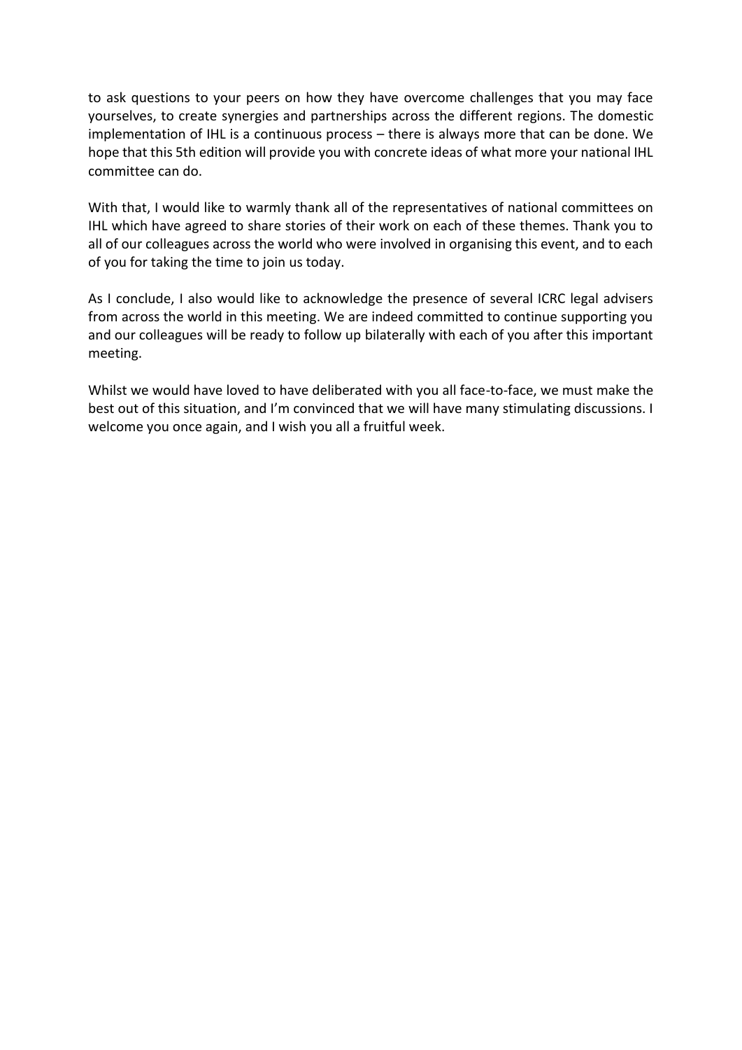to ask questions to your peers on how they have overcome challenges that you may face yourselves, to create synergies and partnerships across the different regions. The domestic implementation of IHL is a continuous process – there is always more that can be done. We hope that this 5th edition will provide you with concrete ideas of what more your national IHL committee can do.

With that, I would like to warmly thank all of the representatives of national committees on IHL which have agreed to share stories of their work on each of these themes. Thank you to all of our colleagues across the world who were involved in organising this event, and to each of you for taking the time to join us today.

As I conclude, I also would like to acknowledge the presence of several ICRC legal advisers from across the world in this meeting. We are indeed committed to continue supporting you and our colleagues will be ready to follow up bilaterally with each of you after this important meeting.

Whilst we would have loved to have deliberated with you all face-to-face, we must make the best out of this situation, and I'm convinced that we will have many stimulating discussions. I welcome you once again, and I wish you all a fruitful week.